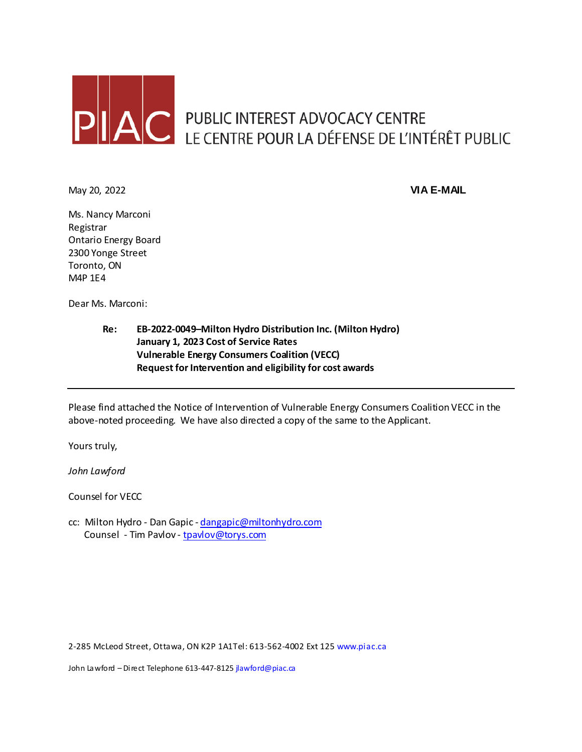PIAC PUBLIC INTEREST ADVOCACY CENTRE
LE CENTRE POUR LA DÉFENSE DE L'INTÉRÊT PUBLIC

May 20, 2022 **VIA E-MAIL**

Ms. Nancy Marconi
Registrar
Ontario Energy Board
2300 Yonge Street
Toronto, ON
M4P 1E4

Dear Ms. Marconi:

**Re: EB-2022-0049–Milton Hydro Distribution Inc. (Milton Hydro)**
**January 1, 2023 Cost of Service Rates**
**Vulnerable Energy Consumers Coalition (VECC)**
**Request for Intervention and eligibility for cost awards**

---

Please find attached the Notice of Intervention of Vulnerable Energy Consumers Coalition VECC in the above-noted proceeding. We have also directed a copy of the same to the Applicant.

Yours truly,

*John Lawford*

Counsel for VECC

cc: Milton Hydro - Dan Gapic - dangapic@miltonhydro.com
Counsel - Tim Pavlov - tpavlov@torys.com

2-285 McLeod Street, Ottawa, ON K2P 1A1Tel: 613-562-4002 Ext 125 www.piac.ca

John Lawford – Direct Telephone 613-447-8125 jlawford@piac.ca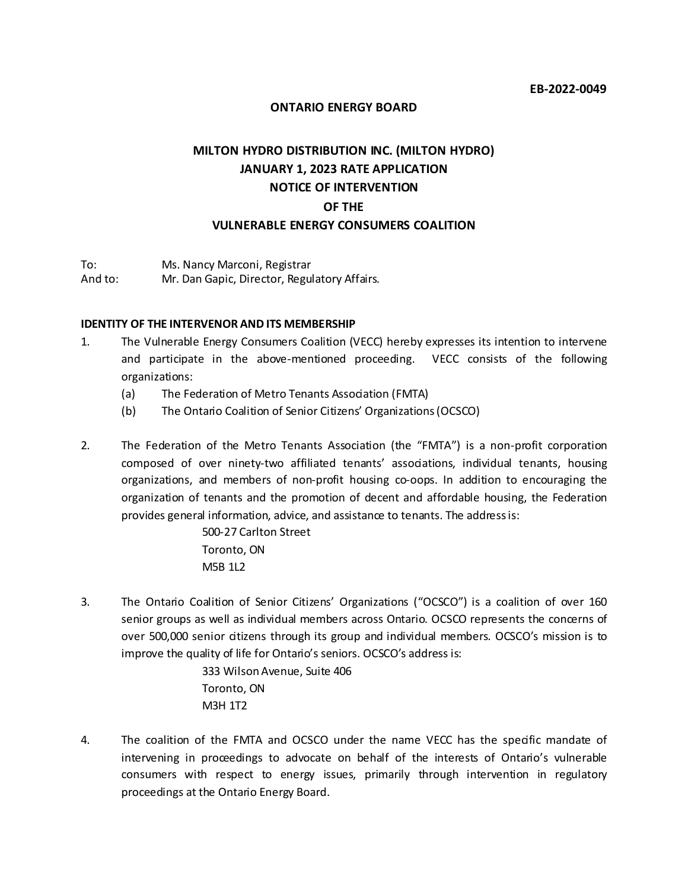**EB-2022-0049**

**ONTARIO ENERGY BOARD**

**MILTON HYDRO DISTRIBUTION INC. (MILTON HYDRO)**
**JANUARY 1, 2023 RATE APPLICATION**
**NOTICE OF INTERVENTION**
**OF THE**
**VULNERABLE ENERGY CONSUMERS COALITION**

To: Ms. Nancy Marconi, Registrar
And to: Mr. Dan Gapic, Director, Regulatory Affairs.

**IDENTITY OF THE INTERVENOR AND ITS MEMBERSHIP**

1. The Vulnerable Energy Consumers Coalition (VECC) hereby expresses its intention to intervene and participate in the above-mentioned proceeding. VECC consists of the following organizations:
   (a) The Federation of Metro Tenants Association (FMTA)
   (b) The Ontario Coalition of Senior Citizens' Organizations (OCSCO)

2. The Federation of the Metro Tenants Association (the "FMTA") is a non-profit corporation composed of over ninety-two affiliated tenants' associations, individual tenants, housing organizations, and members of non-profit housing co-oops. In addition to encouraging the organization of tenants and the promotion of decent and affordable housing, the Federation provides general information, advice, and assistance to tenants. The address is:

   500-27 Carlton Street
   Toronto, ON
   M5B 1L2

3. The Ontario Coalition of Senior Citizens' Organizations ("OCSCO") is a coalition of over 160 senior groups as well as individual members across Ontario. OCSCO represents the concerns of over 500,000 senior citizens through its group and individual members. OCSCO's mission is to improve the quality of life for Ontario's seniors. OCSCO's address is:

   333 Wilson Avenue, Suite 406
   Toronto, ON
   M3H 1T2

4. The coalition of the FMTA and OCSCO under the name VECC has the specific mandate of intervening in proceedings to advocate on behalf of the interests of Ontario's vulnerable consumers with respect to energy issues, primarily through intervention in regulatory proceedings at the Ontario Energy Board.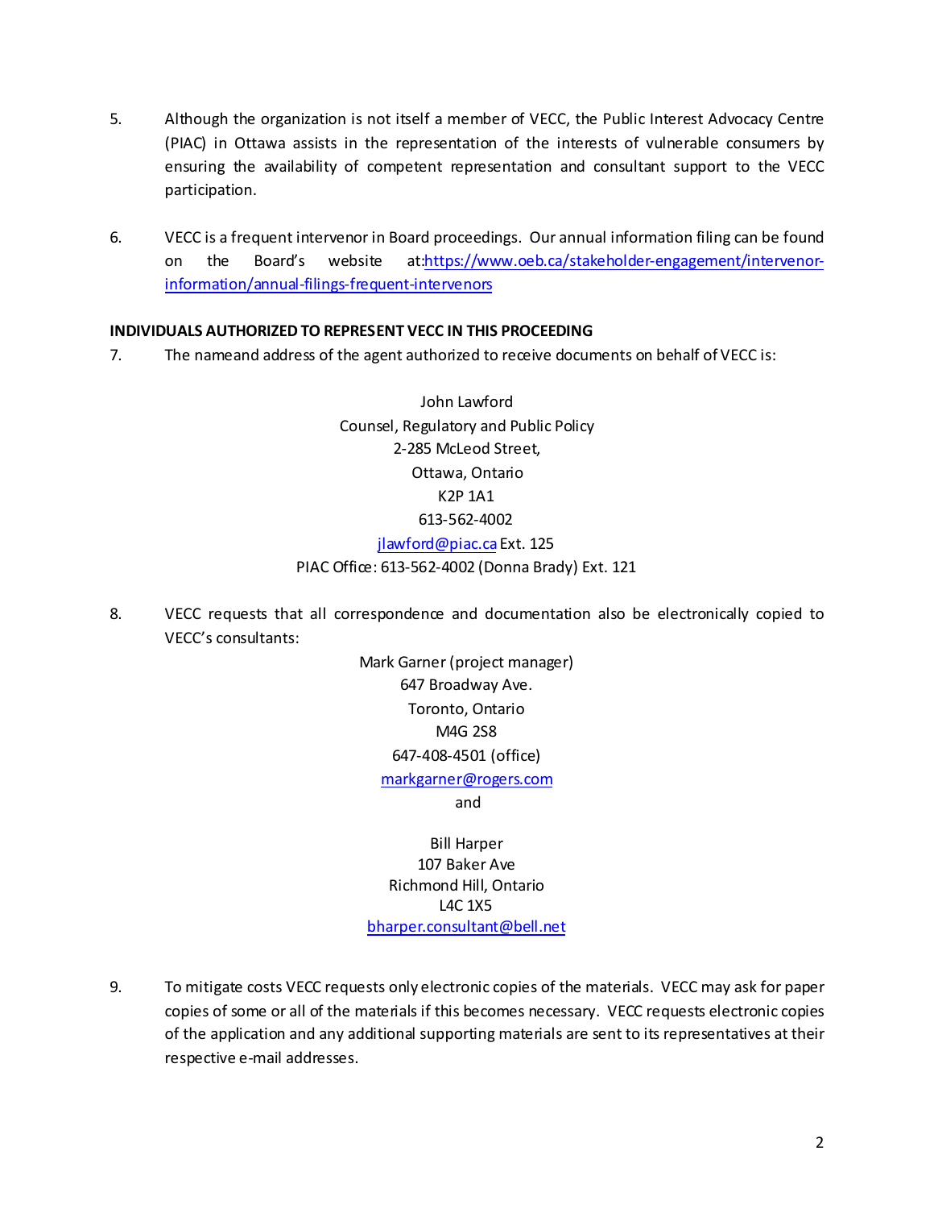5. Although the organization is not itself a member of VECC, the Public Interest Advocacy Centre (PIAC) in Ottawa assists in the representation of the interests of vulnerable consumers by ensuring the availability of competent representation and consultant support to the VECC participation.

6. VECC is a frequent intervenor in Board proceedings. Our annual information filing can be found on the Board's website at:https://www.oeb.ca/stakeholder-engagement/intervenor-information/annual-filings-frequent-intervenors

**INDIVIDUALS AUTHORIZED TO REPRESENT VECC IN THIS PROCEEDING**

7. The nameand address of the agent authorized to receive documents on behalf of VECC is:

John Lawford
Counsel, Regulatory and Public Policy
2-285 McLeod Street,
Ottawa, Ontario
K2P 1A1
613-562-4002
jlawford@piac.ca Ext. 125
PIAC Office: 613-562-4002 (Donna Brady) Ext. 121

8. VECC requests that all correspondence and documentation also be electronically copied to VECC's consultants:

Mark Garner (project manager)
647 Broadway Ave.
Toronto, Ontario
M4G 2S8
647-408-4501 (office)
markgarner@rogers.com
and

Bill Harper
107 Baker Ave
Richmond Hill, Ontario
L4C 1X5
bharper.consultant@bell.net

9. To mitigate costs VECC requests only electronic copies of the materials. VECC may ask for paper copies of some or all of the materials if this becomes necessary. VECC requests electronic copies of the application and any additional supporting materials are sent to its representatives at their respective e-mail addresses.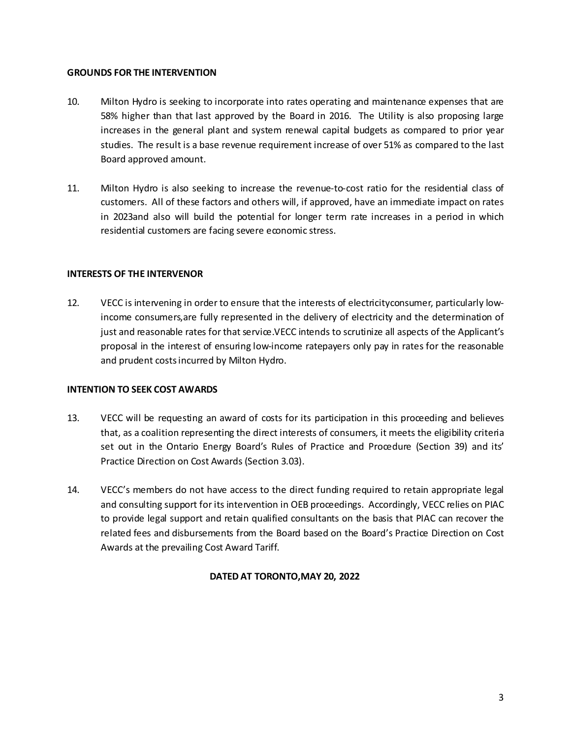**GROUNDS FOR THE INTERVENTION**

10. Milton Hydro is seeking to incorporate into rates operating and maintenance expenses that are 58% higher than that last approved by the Board in 2016. The Utility is also proposing large increases in the general plant and system renewal capital budgets as compared to prior year studies. The result is a base revenue requirement increase of over 51% as compared to the last Board approved amount.

11. Milton Hydro is also seeking to increase the revenue-to-cost ratio for the residential class of customers. All of these factors and others will, if approved, have an immediate impact on rates in 2023and also will build the potential for longer term rate increases in a period in which residential customers are facing severe economic stress.

**INTERESTS OF THE INTERVENOR**

12. VECC is intervening in order to ensure that the interests of electricityconsumer, particularly low-income consumers,are fully represented in the delivery of electricity and the determination of just and reasonable rates for that service.VECC intends to scrutinize all aspects of the Applicant's proposal in the interest of ensuring low-income ratepayers only pay in rates for the reasonable and prudent costs incurred by Milton Hydro.

**INTENTION TO SEEK COST AWARDS**

13. VECC will be requesting an award of costs for its participation in this proceeding and believes that, as a coalition representing the direct interests of consumers, it meets the eligibility criteria set out in the Ontario Energy Board's Rules of Practice and Procedure (Section 39) and its' Practice Direction on Cost Awards (Section 3.03).

14. VECC's members do not have access to the direct funding required to retain appropriate legal and consulting support for its intervention in OEB proceedings. Accordingly, VECC relies on PIAC to provide legal support and retain qualified consultants on the basis that PIAC can recover the related fees and disbursements from the Board based on the Board's Practice Direction on Cost Awards at the prevailing Cost Award Tariff.

**DATED AT TORONTO,MAY 20, 2022**